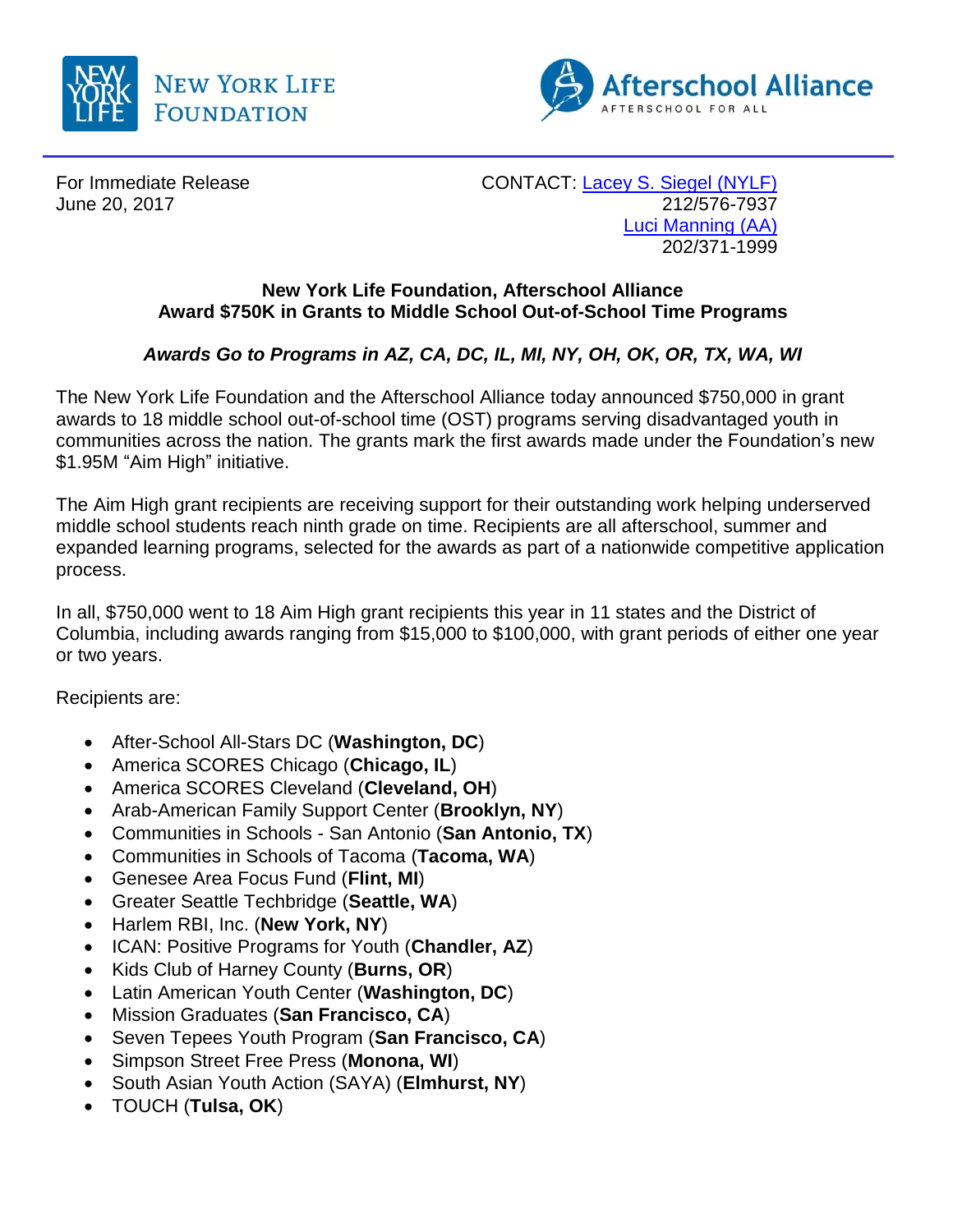NEW YORK LIFE FOUNDATION

Afterschool Alliance
AFTERSCHOOL FOR ALL

For Immediate Release
June 20, 2017

CONTACT: [Lacey S. Siegel (NYLF)]
212/576-7937
[Luci Manning (AA)]
202/371-1999

**New York Life Foundation, Afterschool Alliance**
**Award $750K in Grants to Middle School Out-of-School Time Programs**

***Awards Go to Programs in AZ, CA, DC, IL, MI, NY, OH, OK, OR, TX, WA, WI***

The New York Life Foundation and the Afterschool Alliance today announced $750,000 in grant awards to 18 middle school out-of-school time (OST) programs serving disadvantaged youth in communities across the nation. The grants mark the first awards made under the Foundation's new $1.95M "Aim High" initiative.

The Aim High grant recipients are receiving support for their outstanding work helping underserved middle school students reach ninth grade on time. Recipients are all afterschool, summer and expanded learning programs, selected for the awards as part of a nationwide competitive application process.

In all, $750,000 went to 18 Aim High grant recipients this year in 11 states and the District of Columbia, including awards ranging from $15,000 to $100,000, with grant periods of either one year or two years.

Recipients are:

- After-School All-Stars DC (**Washington, DC**)
- America SCORES Chicago (**Chicago, IL**)
- America SCORES Cleveland (**Cleveland, OH**)
- Arab-American Family Support Center (**Brooklyn, NY**)
- Communities in Schools - San Antonio (**San Antonio, TX**)
- Communities in Schools of Tacoma (**Tacoma, WA**)
- Genesee Area Focus Fund (**Flint, MI**)
- Greater Seattle Techbridge (**Seattle, WA**)
- Harlem RBI, Inc. (**New York, NY**)
- ICAN: Positive Programs for Youth (**Chandler, AZ**)
- Kids Club of Harney County (**Burns, OR**)
- Latin American Youth Center (**Washington, DC**)
- Mission Graduates (**San Francisco, CA**)
- Seven Tepees Youth Program (**San Francisco, CA**)
- Simpson Street Free Press (**Monona, WI**)
- South Asian Youth Action (SAYA) (**Elmhurst, NY**)
- TOUCH (**Tulsa, OK**)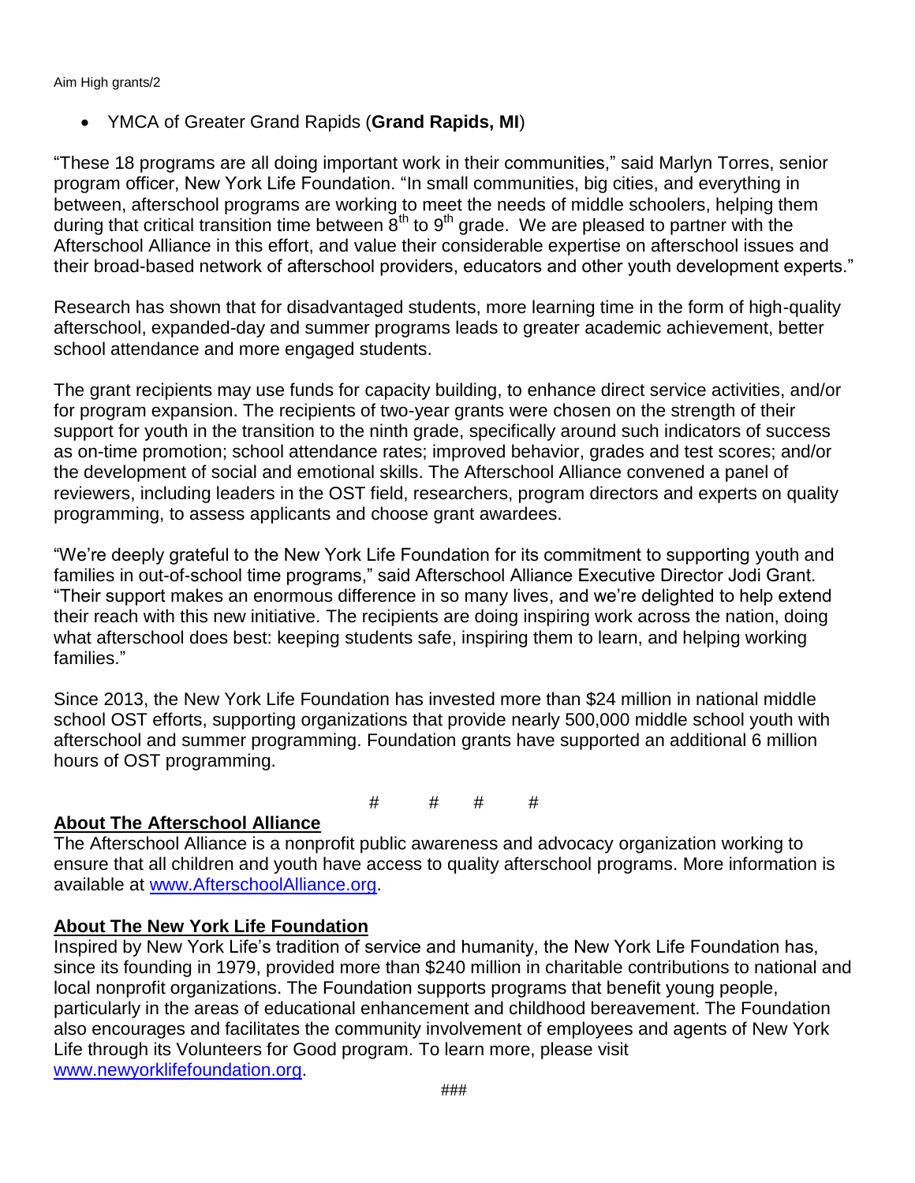- YMCA of Greater Grand Rapids (**Grand Rapids, MI**)

"These 18 programs are all doing important work in their communities," said Marlyn Torres, senior program officer, New York Life Foundation. "In small communities, big cities, and everything in between, afterschool programs are working to meet the needs of middle schoolers, helping them during that critical transition time between 8th to 9th grade. We are pleased to partner with the Afterschool Alliance in this effort, and value their considerable expertise on afterschool issues and their broad-based network of afterschool providers, educators and other youth development experts."

Research has shown that for disadvantaged students, more learning time in the form of high-quality afterschool, expanded-day and summer programs leads to greater academic achievement, better school attendance and more engaged students.

The grant recipients may use funds for capacity building, to enhance direct service activities, and/or for program expansion. The recipients of two-year grants were chosen on the strength of their support for youth in the transition to the ninth grade, specifically around such indicators of success as on-time promotion; school attendance rates; improved behavior, grades and test scores; and/or the development of social and emotional skills. The Afterschool Alliance convened a panel of reviewers, including leaders in the OST field, researchers, program directors and experts on quality programming, to assess applicants and choose grant awardees.

"We're deeply grateful to the New York Life Foundation for its commitment to supporting youth and families in out-of-school time programs," said Afterschool Alliance Executive Director Jodi Grant. "Their support makes an enormous difference in so many lives, and we're delighted to help extend their reach with this new initiative. The recipients are doing inspiring work across the nation, doing what afterschool does best: keeping students safe, inspiring them to learn, and helping working families."

Since 2013, the New York Life Foundation has invested more than $24 million in national middle school OST efforts, supporting organizations that provide nearly 500,000 middle school youth with afterschool and summer programming. Foundation grants have supported an additional 6 million hours of OST programming.

# # # #

**About The Afterschool Alliance**

The Afterschool Alliance is a nonprofit public awareness and advocacy organization working to ensure that all children and youth have access to quality afterschool programs. More information is available at www.AfterschoolAlliance.org.

**About The New York Life Foundation**

Inspired by New York Life's tradition of service and humanity, the New York Life Foundation has, since its founding in 1979, provided more than $240 million in charitable contributions to national and local nonprofit organizations. The Foundation supports programs that benefit young people, particularly in the areas of educational enhancement and childhood bereavement. The Foundation also encourages and facilitates the community involvement of employees and agents of New York Life through its Volunteers for Good program. To learn more, please visit www.newyorklifefoundation.org.

###